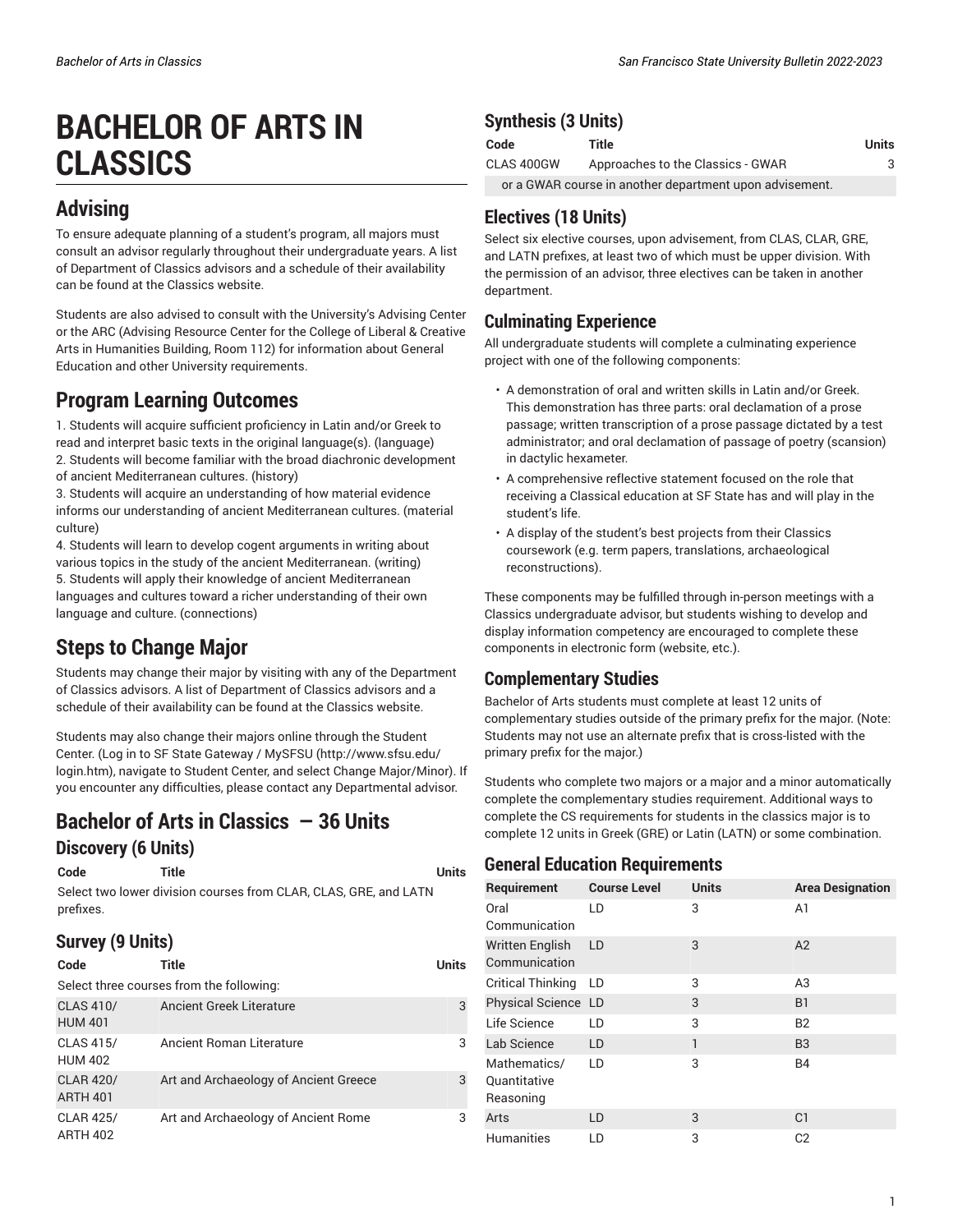# BACHELOR OF ARTS IN CLASSICS

## Advising

To ensure adequate planning of a student's program, all majors must consult an advisor regularly throughout their undergraduate years. A list of Department of Classics advisors and a schedule of their availability can be found at the Classics website.

Students are also advised to consult with the University's Advising Center or the ARC (Advising Resource Center for the College of Liberal & Creative Arts in Humanities Building, Room 112) for information about General Education and other University requirements.

## Program Learning Outcomes

1. Students will acquire sufficient proficiency in Latin and/or Greek to read and interpret basic texts in the original language(s). (language)
2. Students will become familiar with the broad diachronic development of ancient Mediterranean cultures. (history)
3. Students will acquire an understanding of how material evidence informs our understanding of ancient Mediterranean cultures. (material culture)
4. Students will learn to develop cogent arguments in writing about various topics in the study of the ancient Mediterranean. (writing)
5. Students will apply their knowledge of ancient Mediterranean languages and cultures toward a richer understanding of their own language and culture. (connections)

## Steps to Change Major

Students may change their major by visiting with any of the Department of Classics advisors. A list of Department of Classics advisors and a schedule of their availability can be found at the Classics website.

Students may also change their majors online through the Student Center. (Log in to SF State Gateway / MySFSU (http://www.sfsu.edu/login.htm), navigate to Student Center, and select Change Major/Minor). If you encounter any difficulties, please contact any Departmental advisor.

## Bachelor of Arts in Classics — 36 Units

### Discovery (6 Units)

| Code | Title | Units |
|---|---|---|
| Select two lower division courses from CLAR, CLAS, GRE, and LATN prefixes. | | |

### Survey (9 Units)

| Code | Title | Units |
|---|---|---|
| Select three courses from the following: | | |
| CLAS 410/ HUM 401 | Ancient Greek Literature | 3 |
| CLAS 415/ HUM 402 | Ancient Roman Literature | 3 |
| CLAR 420/ ARTH 401 | Art and Archaeology of Ancient Greece | 3 |
| CLAR 425/ ARTH 402 | Art and Archaeology of Ancient Rome | 3 |

### Synthesis (3 Units)

| Code | Title | Units |
|---|---|---|
| CLAS 400GW | Approaches to the Classics - GWAR | 3 |
| or a GWAR course in another department upon advisement. | | |

### Electives (18 Units)

Select six elective courses, upon advisement, from CLAS, CLAR, GRE, and LATN prefixes, at least two of which must be upper division. With the permission of an advisor, three electives can be taken in another department.

### Culminating Experience

All undergraduate students will complete a culminating experience project with one of the following components:

- A demonstration of oral and written skills in Latin and/or Greek. This demonstration has three parts: oral declamation of a prose passage; written transcription of a prose passage dictated by a test administrator; and oral declamation of passage of poetry (scansion) in dactylic hexameter.
- A comprehensive reflective statement focused on the role that receiving a Classical education at SF State has and will play in the student's life.
- A display of the student's best projects from their Classics coursework (e.g. term papers, translations, archaeological reconstructions).

These components may be fulfilled through in-person meetings with a Classics undergraduate advisor, but students wishing to develop and display information competency are encouraged to complete these components in electronic form (website, etc.).

### Complementary Studies

Bachelor of Arts students must complete at least 12 units of complementary studies outside of the primary prefix for the major. (Note: Students may not use an alternate prefix that is cross-listed with the primary prefix for the major.)

Students who complete two majors or a major and a minor automatically complete the complementary studies requirement. Additional ways to complete the CS requirements for students in the classics major is to complete 12 units in Greek (GRE) or Latin (LATN) or some combination.

### General Education Requirements

| Requirement | Course Level | Units | Area Designation |
|---|---|---|---|
| Oral Communication | LD | 3 | A1 |
| Written English Communication | LD | 3 | A2 |
| Critical Thinking | LD | 3 | A3 |
| Physical Science | LD | 3 | B1 |
| Life Science | LD | 3 | B2 |
| Lab Science | LD | 1 | B3 |
| Mathematics/ Quantitative Reasoning | LD | 3 | B4 |
| Arts | LD | 3 | C1 |
| Humanities | LD | 3 | C2 |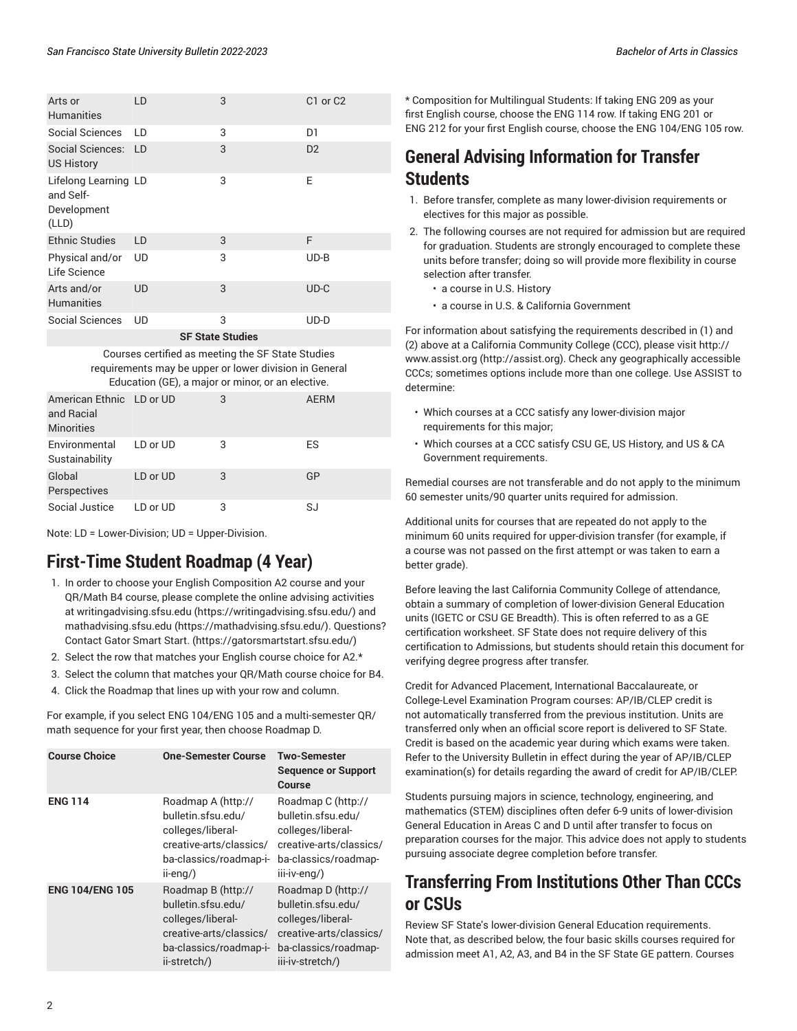| | | | |
|---|---|---|---|
| Arts or Humanities | LD | 3 | C1 or C2 |
| Social Sciences | LD | 3 | D1 |
| Social Sciences: US History | LD | 3 | D2 |
| Lifelong Learning and Self-Development (LLD) | LD | 3 | E |
| Ethnic Studies | LD | 3 | F |
| Physical and/or Life Science | UD | 3 | UD-B |
| Arts and/or Humanities | UD | 3 | UD-C |
| Social Sciences | UD | 3 | UD-D |
| **SF State Studies** | | | |
| Courses certified as meeting the SF State Studies requirements may be upper or lower division in General Education (GE), a major or minor, or an elective. | | | |
| American Ethnic and Racial Minorities | LD or UD | 3 | AERM |
| Environmental Sustainability | LD or UD | 3 | ES |
| Global Perspectives | LD or UD | 3 | GP |
| Social Justice | LD or UD | 3 | SJ |

Note: LD = Lower-Division; UD = Upper-Division.

## First-Time Student Roadmap (4 Year)

1. In order to choose your English Composition A2 course and your QR/Math B4 course, please complete the online advising activities at writingadvising.sfsu.edu (https://writingadvising.sfsu.edu/) and mathadvising.sfsu.edu (https://mathadvising.sfsu.edu/). Questions? Contact Gator Smart Start. (https://gatorsmartstart.sfsu.edu/)
2. Select the row that matches your English course choice for A2.*
3. Select the column that matches your QR/Math course choice for B4.
4. Click the Roadmap that lines up with your row and column.

For example, if you select ENG 104/ENG 105 and a multi-semester QR/math sequence for your first year, then choose Roadmap D.

| Course Choice | One-Semester Course | Two-Semester Sequence or Support Course |
|---|---|---|
| **ENG 114** | Roadmap A (http://bulletin.sfsu.edu/colleges/liberal-creative-arts/classics/ba-classics/roadmap-i-ii-eng/) | Roadmap C (http://bulletin.sfsu.edu/colleges/liberal-creative-arts/classics/ba-classics/roadmap-iii-iv-eng/) |
| **ENG 104/ENG 105** | Roadmap B (http://bulletin.sfsu.edu/colleges/liberal-creative-arts/classics/ba-classics/roadmap-i-ii-stretch/) | Roadmap D (http://bulletin.sfsu.edu/colleges/liberal-creative-arts/classics/ba-classics/roadmap-iii-iv-stretch/) |

* Composition for Multilingual Students: If taking ENG 209 as your first English course, choose the ENG 114 row. If taking ENG 201 or ENG 212 for your first English course, choose the ENG 104/ENG 105 row.

## General Advising Information for Transfer Students

1. Before transfer, complete as many lower-division requirements or electives for this major as possible.
2. The following courses are not required for admission but are required for graduation. Students are strongly encouraged to complete these units before transfer; doing so will provide more flexibility in course selection after transfer.
   - a course in U.S. History
   - a course in U.S. & California Government

For information about satisfying the requirements described in (1) and (2) above at a California Community College (CCC), please visit http://www.assist.org (http://assist.org). Check any geographically accessible CCCs; sometimes options include more than one college. Use ASSIST to determine:

- Which courses at a CCC satisfy any lower-division major requirements for this major;
- Which courses at a CCC satisfy CSU GE, US History, and US & CA Government requirements.

Remedial courses are not transferable and do not apply to the minimum 60 semester units/90 quarter units required for admission.

Additional units for courses that are repeated do not apply to the minimum 60 units required for upper-division transfer (for example, if a course was not passed on the first attempt or was taken to earn a better grade).

Before leaving the last California Community College of attendance, obtain a summary of completion of lower-division General Education units (IGETC or CSU GE Breadth). This is often referred to as a GE certification worksheet. SF State does not require delivery of this certification to Admissions, but students should retain this document for verifying degree progress after transfer.

Credit for Advanced Placement, International Baccalaureate, or College-Level Examination Program courses: AP/IB/CLEP credit is not automatically transferred from the previous institution. Units are transferred only when an official score report is delivered to SF State. Credit is based on the academic year during which exams were taken. Refer to the University Bulletin in effect during the year of AP/IB/CLEP examination(s) for details regarding the award of credit for AP/IB/CLEP.

Students pursuing majors in science, technology, engineering, and mathematics (STEM) disciplines often defer 6-9 units of lower-division General Education in Areas C and D until after transfer to focus on preparation courses for the major. This advice does not apply to students pursuing associate degree completion before transfer.

## Transferring From Institutions Other Than CCCs or CSUs

Review SF State's lower-division General Education requirements. Note that, as described below, the four basic skills courses required for admission meet A1, A2, A3, and B4 in the SF State GE pattern. Courses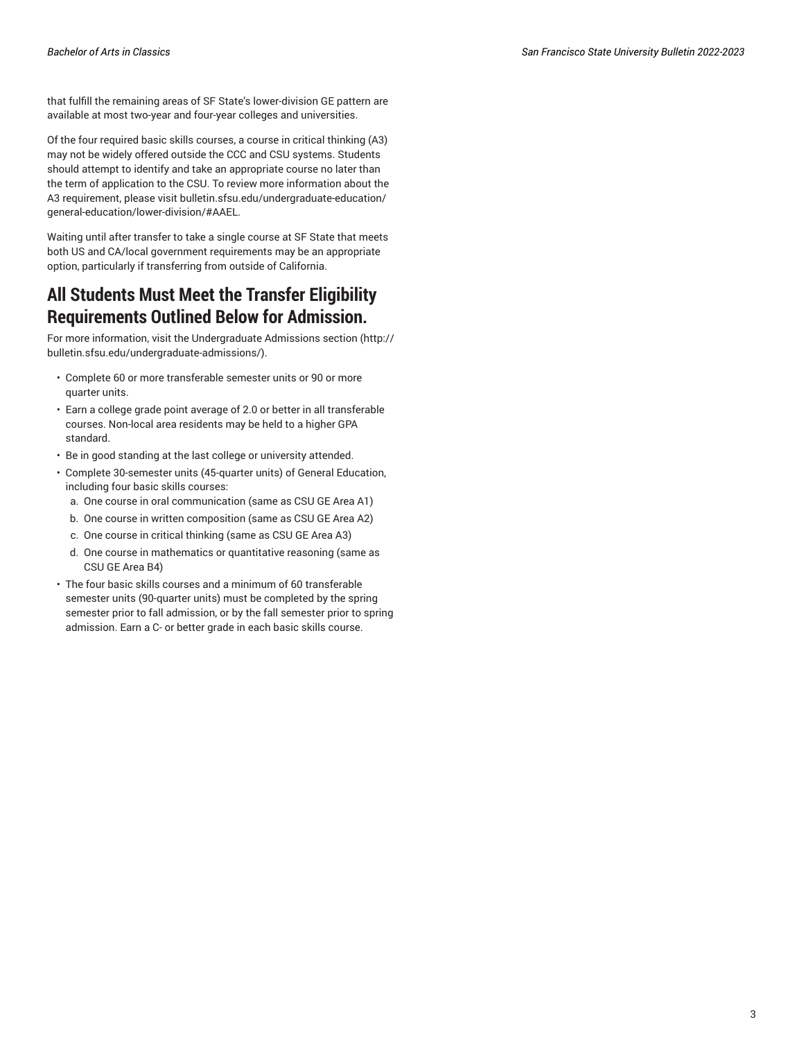that fulfill the remaining areas of SF State's lower-division GE pattern are available at most two-year and four-year colleges and universities.

Of the four required basic skills courses, a course in critical thinking (A3) may not be widely offered outside the CCC and CSU systems. Students should attempt to identify and take an appropriate course no later than the term of application to the CSU. To review more information about the A3 requirement, please visit bulletin.sfsu.edu/undergraduate-education/general-education/lower-division/#AAEL.

Waiting until after transfer to take a single course at SF State that meets both US and CA/local government requirements may be an appropriate option, particularly if transferring from outside of California.

## All Students Must Meet the Transfer Eligibility Requirements Outlined Below for Admission.

For more information, visit the Undergraduate Admissions section (http://bulletin.sfsu.edu/undergraduate-admissions/).

- Complete 60 or more transferable semester units or 90 or more quarter units.
- Earn a college grade point average of 2.0 or better in all transferable courses. Non-local area residents may be held to a higher GPA standard.
- Be in good standing at the last college or university attended.
- Complete 30-semester units (45-quarter units) of General Education, including four basic skills courses:
    a. One course in oral communication (same as CSU GE Area A1)
    b. One course in written composition (same as CSU GE Area A2)
    c. One course in critical thinking (same as CSU GE Area A3)
    d. One course in mathematics or quantitative reasoning (same as CSU GE Area B4)
- The four basic skills courses and a minimum of 60 transferable semester units (90-quarter units) must be completed by the spring semester prior to fall admission, or by the fall semester prior to spring admission. Earn a C- or better grade in each basic skills course.